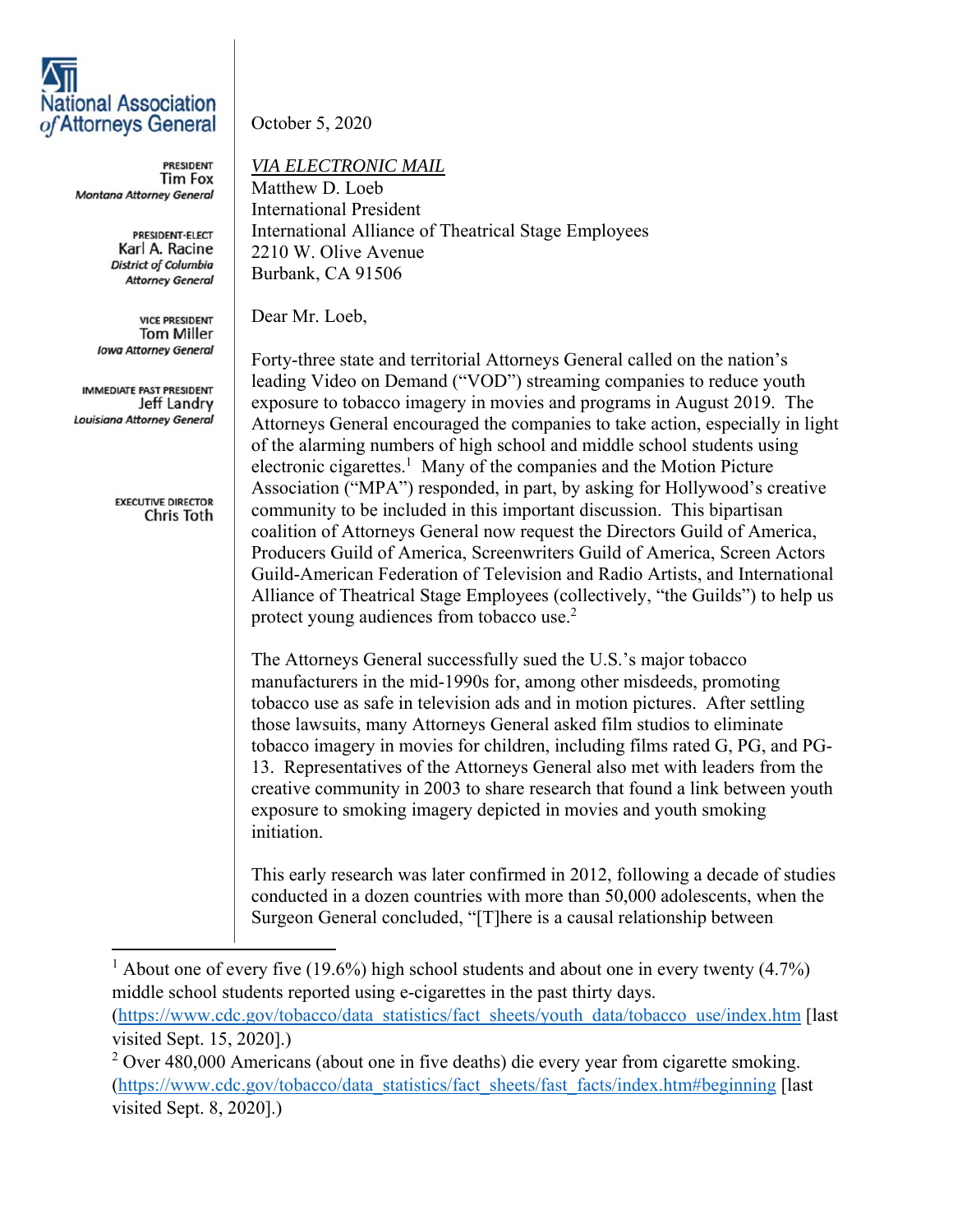**National Association of Attorneys General**

PRESIDENT
Tim Fox
*Montana Attorney General*

PRESIDENT-ELECT
Karl A. Racine
*District of Columbia Attorney General*

VICE PRESIDENT
Tom Miller
*Iowa Attorney General*

IMMEDIATE PAST PRESIDENT
Jeff Landry
*Louisiana Attorney General*

EXECUTIVE DIRECTOR
Chris Toth

October 5, 2020

*VIA ELECTRONIC MAIL*
Matthew D. Loeb
International President
International Alliance of Theatrical Stage Employees
2210 W. Olive Avenue
Burbank, CA 91506

Dear Mr. Loeb,

Forty-three state and territorial Attorneys General called on the nation's leading Video on Demand ("VOD") streaming companies to reduce youth exposure to tobacco imagery in movies and programs in August 2019. The Attorneys General encouraged the companies to take action, especially in light of the alarming numbers of high school and middle school students using electronic cigarettes.[1] Many of the companies and the Motion Picture Association ("MPA") responded, in part, by asking for Hollywood's creative community to be included in this important discussion. This bipartisan coalition of Attorneys General now request the Directors Guild of America, Producers Guild of America, Screenwriters Guild of America, Screen Actors Guild-American Federation of Television and Radio Artists, and International Alliance of Theatrical Stage Employees (collectively, "the Guilds") to help us protect young audiences from tobacco use.[2]

The Attorneys General successfully sued the U.S.'s major tobacco manufacturers in the mid-1990s for, among other misdeeds, promoting tobacco use as safe in television ads and in motion pictures. After settling those lawsuits, many Attorneys General asked film studios to eliminate tobacco imagery in movies for children, including films rated G, PG, and PG-13. Representatives of the Attorneys General also met with leaders from the creative community in 2003 to share research that found a link between youth exposure to smoking imagery depicted in movies and youth smoking initiation.

This early research was later confirmed in 2012, following a decade of studies conducted in a dozen countries with more than 50,000 adolescents, when the Surgeon General concluded, "[T]here is a causal relationship between

---

[1] About one of every five (19.6%) high school students and about one in every twenty (4.7%) middle school students reported using e-cigarettes in the past thirty days. (https://www.cdc.gov/tobacco/data_statistics/fact_sheets/youth_data/tobacco_use/index.htm [last visited Sept. 15, 2020].)

[2] Over 480,000 Americans (about one in five deaths) die every year from cigarette smoking. (https://www.cdc.gov/tobacco/data_statistics/fact_sheets/fast_facts/index.htm#beginning [last visited Sept. 8, 2020].)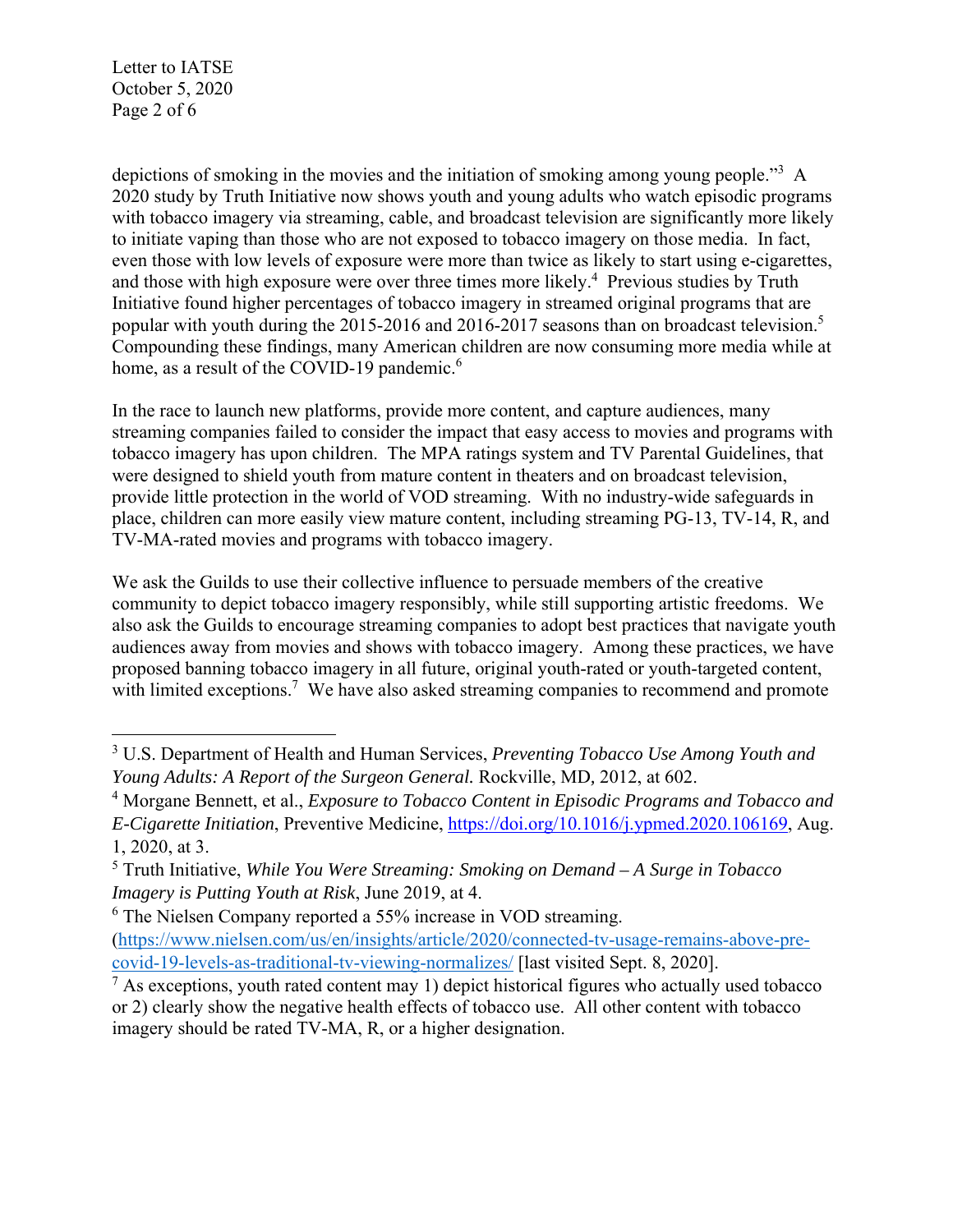depictions of smoking in the movies and the initiation of smoking among young people."[3] A 2020 study by Truth Initiative now shows youth and young adults who watch episodic programs with tobacco imagery via streaming, cable, and broadcast television are significantly more likely to initiate vaping than those who are not exposed to tobacco imagery on those media. In fact, even those with low levels of exposure were more than twice as likely to start using e-cigarettes, and those with high exposure were over three times more likely.[4] Previous studies by Truth Initiative found higher percentages of tobacco imagery in streamed original programs that are popular with youth during the 2015-2016 and 2016-2017 seasons than on broadcast television.[5] Compounding these findings, many American children are now consuming more media while at home, as a result of the COVID-19 pandemic.[6]

In the race to launch new platforms, provide more content, and capture audiences, many streaming companies failed to consider the impact that easy access to movies and programs with tobacco imagery has upon children. The MPA ratings system and TV Parental Guidelines, that were designed to shield youth from mature content in theaters and on broadcast television, provide little protection in the world of VOD streaming. With no industry-wide safeguards in place, children can more easily view mature content, including streaming PG-13, TV-14, R, and TV-MA-rated movies and programs with tobacco imagery.

We ask the Guilds to use their collective influence to persuade members of the creative community to depict tobacco imagery responsibly, while still supporting artistic freedoms. We also ask the Guilds to encourage streaming companies to adopt best practices that navigate youth audiences away from movies and shows with tobacco imagery. Among these practices, we have proposed banning tobacco imagery in all future, original youth-rated or youth-targeted content, with limited exceptions.[7] We have also asked streaming companies to recommend and promote

---

[3] U.S. Department of Health and Human Services, *Preventing Tobacco Use Among Youth and Young Adults: A Report of the Surgeon General.* Rockville, MD, 2012, at 602.

[4] Morgane Bennett, et al., *Exposure to Tobacco Content in Episodic Programs and Tobacco and E-Cigarette Initiation*, Preventive Medicine, https://doi.org/10.1016/j.ypmed.2020.106169, Aug. 1, 2020, at 3.

[5] Truth Initiative, *While You Were Streaming: Smoking on Demand – A Surge in Tobacco Imagery is Putting Youth at Risk*, June 2019, at 4.

[6] The Nielsen Company reported a 55% increase in VOD streaming. (https://www.nielsen.com/us/en/insights/article/2020/connected-tv-usage-remains-above-pre-covid-19-levels-as-traditional-tv-viewing-normalizes/ [last visited Sept. 8, 2020].

[7] As exceptions, youth rated content may 1) depict historical figures who actually used tobacco or 2) clearly show the negative health effects of tobacco use. All other content with tobacco imagery should be rated TV-MA, R, or a higher designation.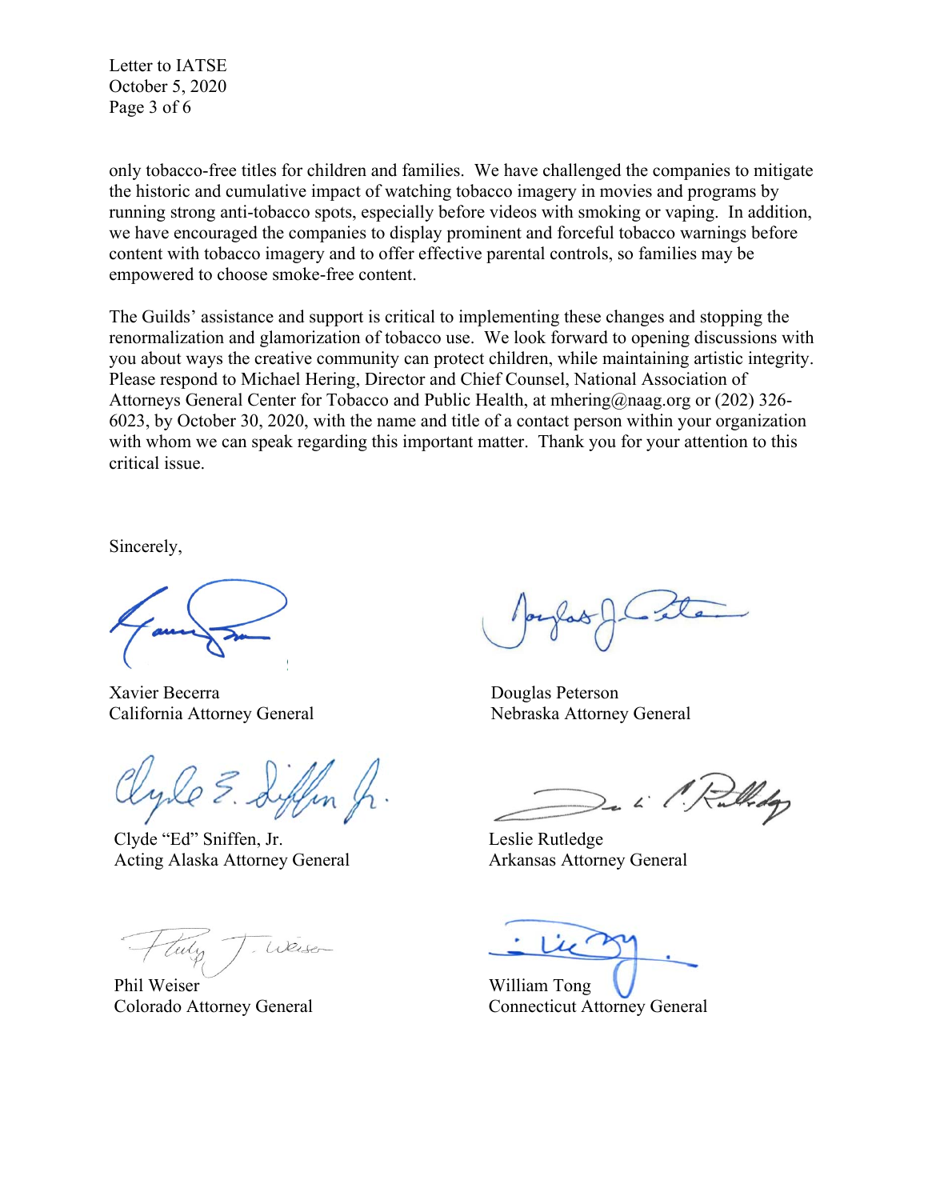only tobacco-free titles for children and families. We have challenged the companies to mitigate the historic and cumulative impact of watching tobacco imagery in movies and programs by running strong anti-tobacco spots, especially before videos with smoking or vaping. In addition, we have encouraged the companies to display prominent and forceful tobacco warnings before content with tobacco imagery and to offer effective parental controls, so families may be empowered to choose smoke-free content.

The Guilds' assistance and support is critical to implementing these changes and stopping the renormalization and glamorization of tobacco use. We look forward to opening discussions with you about ways the creative community can protect children, while maintaining artistic integrity. Please respond to Michael Hering, Director and Chief Counsel, National Association of Attorneys General Center for Tobacco and Public Health, at mhering@naag.org or (202) 326-6023, by October 30, 2020, with the name and title of a contact person within your organization with whom we can speak regarding this important matter. Thank you for your attention to this critical issue.

Sincerely,

Xavier Becerra
California Attorney General

Douglas Peterson
Nebraska Attorney General

Clyde "Ed" Sniffen, Jr.
Acting Alaska Attorney General

Leslie Rutledge
Arkansas Attorney General

Phil Weiser
Colorado Attorney General

William Tong
Connecticut Attorney General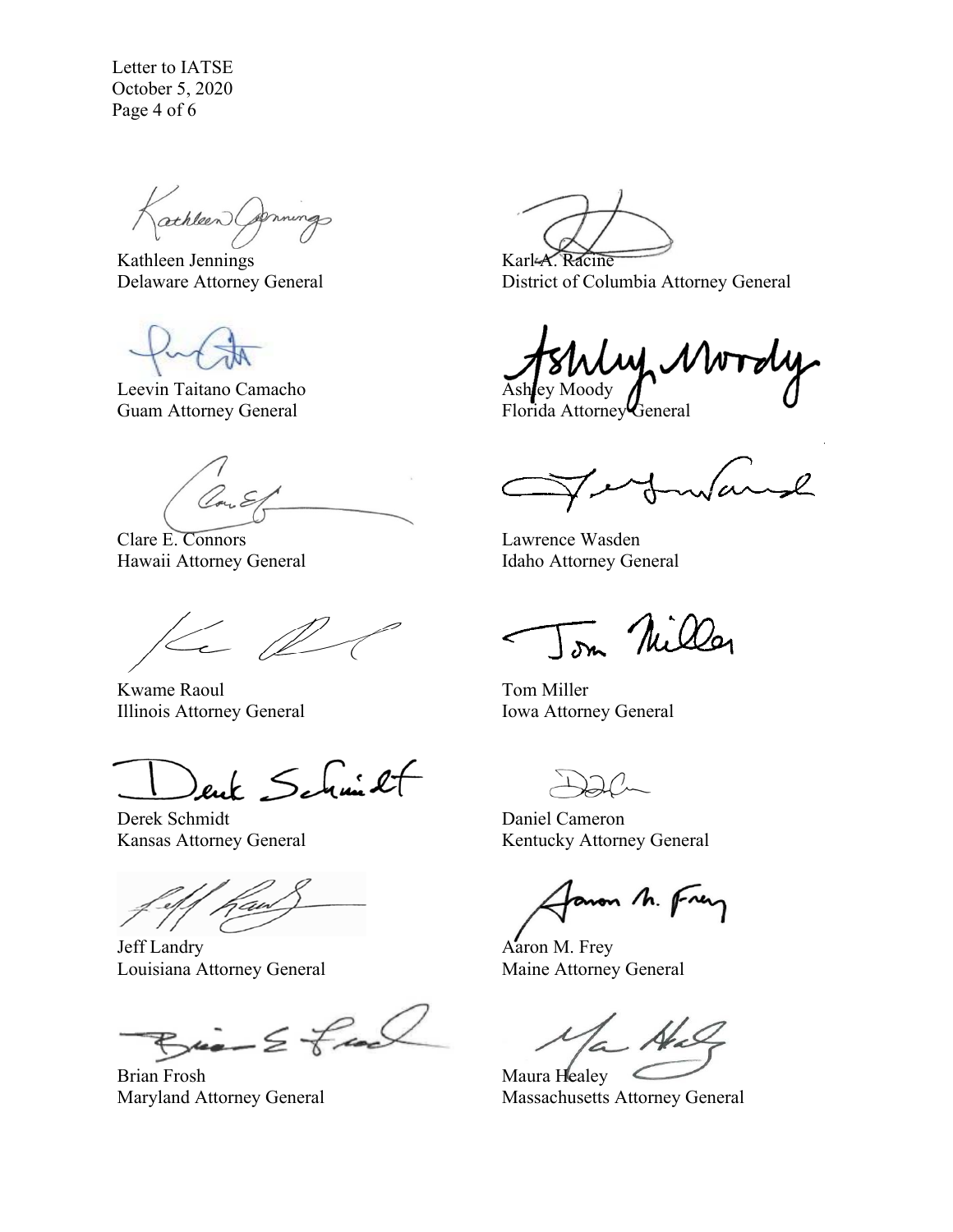Kathleen Jennings
Delaware Attorney General

Karl A. Racine
District of Columbia Attorney General

Leevin Taitano Camacho
Guam Attorney General

Ashley Moody
Florida Attorney General

Clare E. Connors
Hawaii Attorney General

Lawrence Wasden
Idaho Attorney General

Kwame Raoul
Illinois Attorney General

Tom Miller
Iowa Attorney General

Derek Schmidt
Kansas Attorney General

Daniel Cameron
Kentucky Attorney General

Jeff Landry
Louisiana Attorney General

Aaron M. Frey
Maine Attorney General

Brian Frosh
Maryland Attorney General

Maura Healey
Massachusetts Attorney General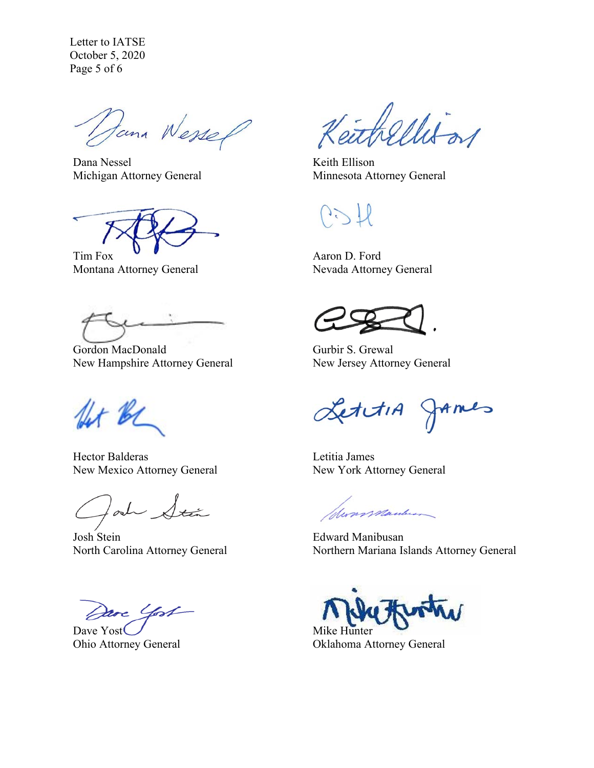Dana Nessel
Michigan Attorney General

Keith Ellison
Minnesota Attorney General

Tim Fox
Montana Attorney General

Aaron D. Ford
Nevada Attorney General

Gordon MacDonald
New Hampshire Attorney General

Gurbir S. Grewal
New Jersey Attorney General

Hector Balderas
New Mexico Attorney General

Letitia James
New York Attorney General

Josh Stein
North Carolina Attorney General

Edward Manibusan
Northern Mariana Islands Attorney General

Dave Yost
Ohio Attorney General

Mike Hunter
Oklahoma Attorney General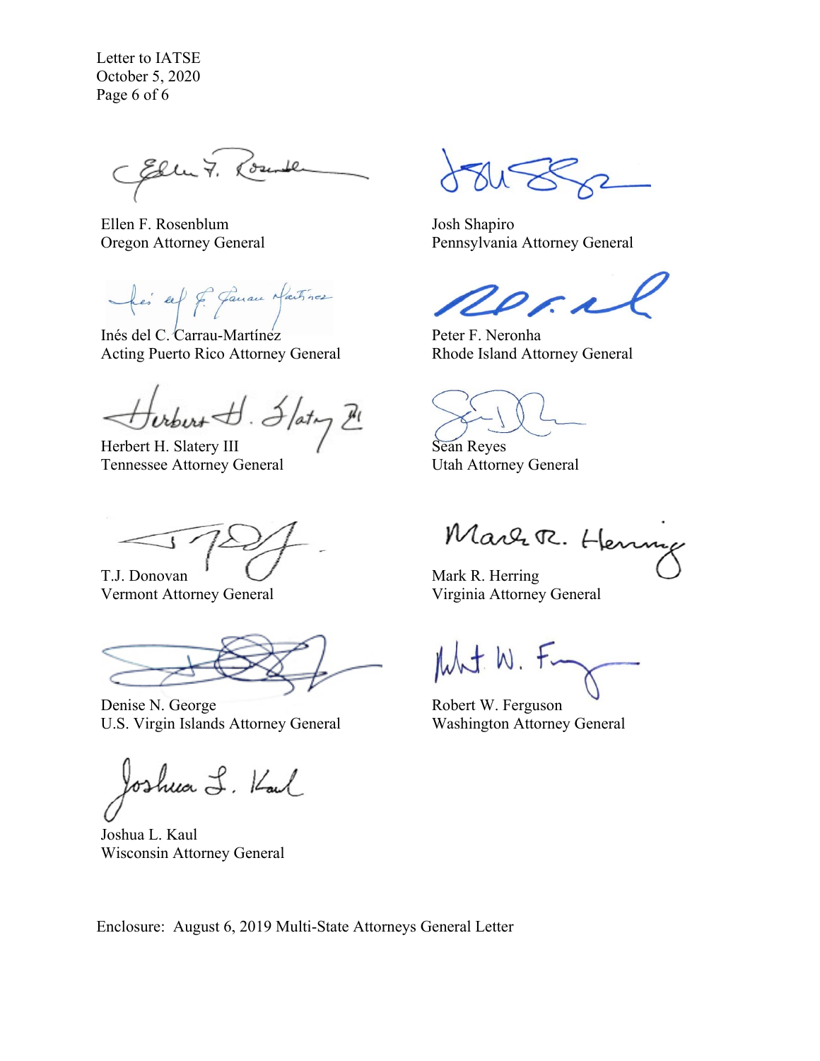Ellen F. Rosenblum
Oregon Attorney General

Josh Shapiro
Pennsylvania Attorney General

Inés del C. Carrau-Martínez
Acting Puerto Rico Attorney General

Peter F. Neronha
Rhode Island Attorney General

Herbert H. Slatery III
Tennessee Attorney General

Sean Reyes
Utah Attorney General

T.J. Donovan
Vermont Attorney General

Mark R. Herring
Virginia Attorney General

Denise N. George
U.S. Virgin Islands Attorney General

Robert W. Ferguson
Washington Attorney General

Joshua L. Kaul
Wisconsin Attorney General

Enclosure: August 6, 2019 Multi-State Attorneys General Letter